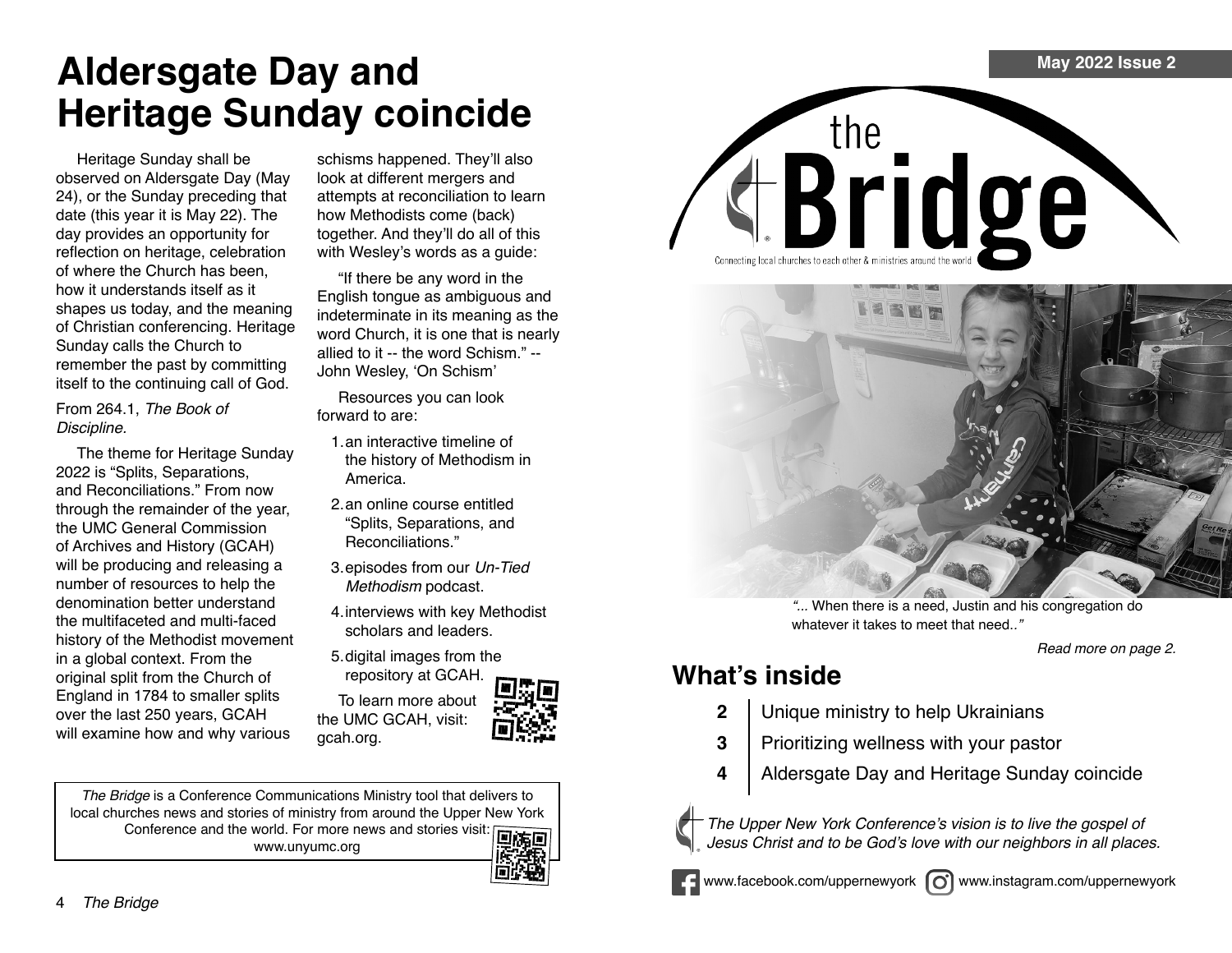# Aldersgate Day and Heritage Sunday coincide

Heritage Sunday shall be observed on Aldersgate Day (May 24), or the Sunday preceding that date (this year it is May 22). The day provides an opportunity for reflection on heritage, celebration of where the Church has been, how it understands itself as it shapes us today, and the meaning of Christian conferencing. Heritage Sunday calls the Church to remember the past by committing itself to the continuing call of God.

From 264.1, *The Book of Discipline.*

The theme for Heritage Sunday 2022 is "Splits, Separations, and Reconciliations." From now through the remainder of the year, the UMC General Commission of Archives and History (GCAH) will be producing and releasing a number of resources to help the denomination better understand the multifaceted and multi-faced history of the Methodist movement in a global context. From the original split from the Church of England in 1784 to smaller splits over the last 250 years, GCAH will examine how and why various schisms happened. They'll also look at different mergers and attempts at reconciliation to learn how Methodists come (back) together. And they'll do all of this with Wesley's words as a guide:

"If there be any word in the English tongue as ambiguous and indeterminate in its meaning as the word Church, it is one that is nearly allied to it -- the word Schism." -- John Wesley, 'On Schism'

Resources you can look forward to are:

1. an interactive timeline of the history of Methodism in America.
2. an online course entitled "Splits, Separations, and Reconciliations."
3. episodes from our *Un-Tied Methodism* podcast.
4. interviews with key Methodist scholars and leaders.
5. digital images from the repository at GCAH.

To learn more about the UMC GCAH, visit: gcah.org.

*The Bridge* is a Conference Communications Ministry tool that delivers to local churches news and stories of ministry from around the Upper New York Conference and the world. For more news and stories visit: www.unyumc.org

May 2022 Issue 2

# the Bridge

Connecting local churches to each other & ministries around the world

*"... When there is a need, Justin and his congregation do whatever it takes to meet that need.."*

*Read more on page 2.*

## What's inside

| | |
|---|---|
| 2 | Unique ministry to help Ukrainians |
| 3 | Prioritizing wellness with your pastor |
| 4 | Aldersgate Day and Heritage Sunday coincide |

*The Upper New York Conference's vision is to live the gospel of Jesus Christ and to be God's love with our neighbors in all places.*

www.facebook.com/uppernewyork www.instagram.com/uppernewyork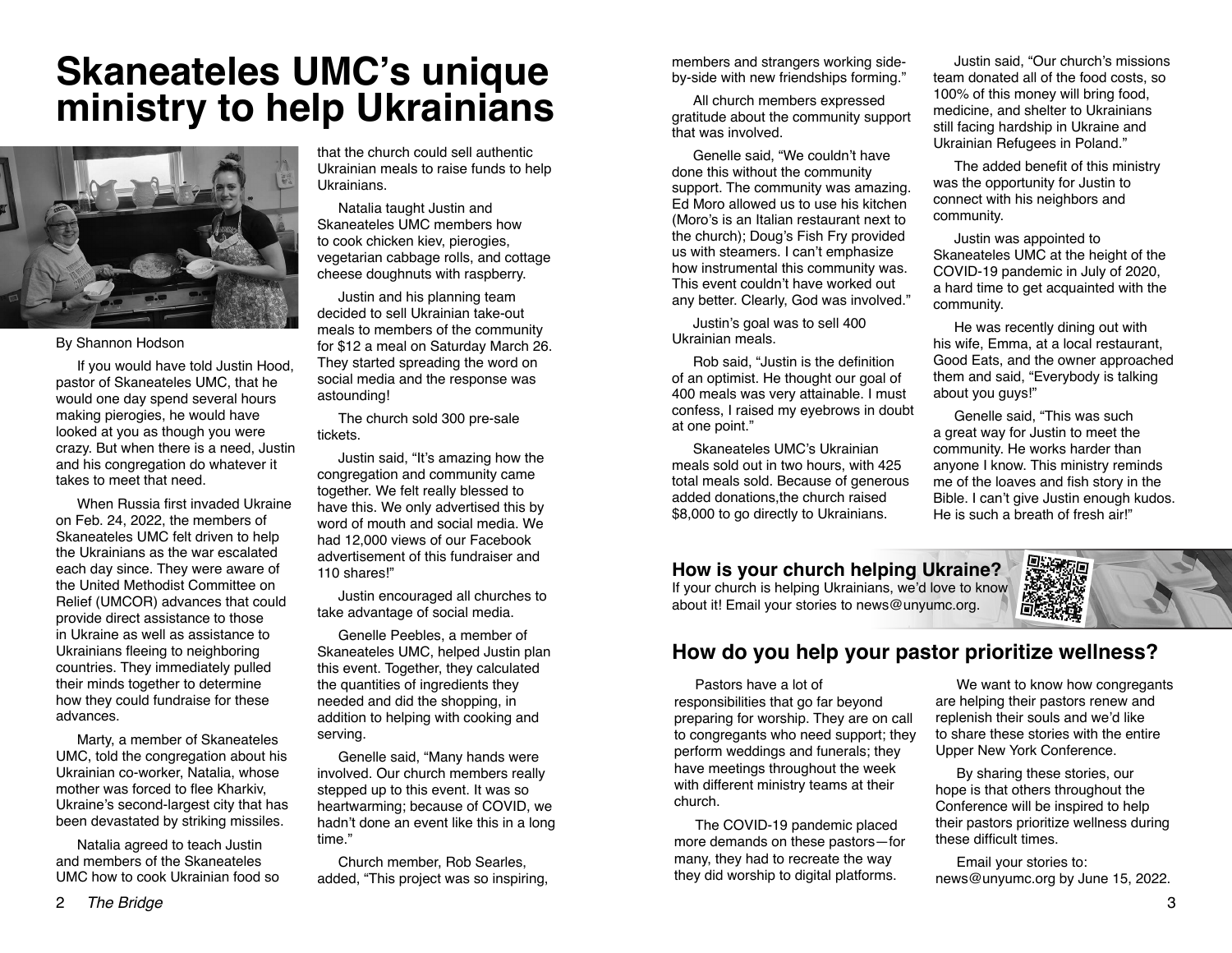# Skaneateles UMC's unique ministry to help Ukrainians

By Shannon Hodson

If you would have told Justin Hood, pastor of Skaneateles UMC, that he would one day spend several hours making pierogies, he would have looked at you as though you were crazy. But when there is a need, Justin and his congregation do whatever it takes to meet that need.

When Russia first invaded Ukraine on Feb. 24, 2022, the members of Skaneateles UMC felt driven to help the Ukrainians as the war escalated each day since. They were aware of the United Methodist Committee on Relief (UMCOR) advances that could provide direct assistance to those in Ukraine as well as assistance to Ukrainians fleeing to neighboring countries. They immediately pulled their minds together to determine how they could fundraise for these advances.

Marty, a member of Skaneateles UMC, told the congregation about his Ukrainian co-worker, Natalia, whose mother was forced to flee Kharkiv, Ukraine's second-largest city that has been devastated by striking missiles.

Natalia agreed to teach Justin and members of the Skaneateles UMC how to cook Ukrainian food so that the church could sell authentic Ukrainian meals to raise funds to help Ukrainians.

Natalia taught Justin and Skaneateles UMC members how to cook chicken kiev, pierogies, vegetarian cabbage rolls, and cottage cheese doughnuts with raspberry.

Justin and his planning team decided to sell Ukrainian take-out meals to members of the community for $12 a meal on Saturday March 26. They started spreading the word on social media and the response was astounding!

The church sold 300 pre-sale tickets.

Justin said, "It's amazing how the congregation and community came together. We felt really blessed to have this. We only advertised this by word of mouth and social media. We had 12,000 views of our Facebook advertisement of this fundraiser and 110 shares!"

Justin encouraged all churches to take advantage of social media.

Genelle Peebles, a member of Skaneateles UMC, helped Justin plan this event. Together, they calculated the quantities of ingredients they needed and did the shopping, in addition to helping with cooking and serving.

Genelle said, "Many hands were involved. Our church members really stepped up to this event. It was so heartwarming; because of COVID, we hadn't done an event like this in a long time."

Church member, Rob Searles, added, "This project was so inspiring, members and strangers working side-by-side with new friendships forming."

All church members expressed gratitude about the community support that was involved.

Genelle said, "We couldn't have done this without the community support. The community was amazing. Ed Moro allowed us to use his kitchen (Moro's is an Italian restaurant next to the church); Doug's Fish Fry provided us with steamers. I can't emphasize how instrumental this community was. This event couldn't have worked out any better. Clearly, God was involved."

Justin's goal was to sell 400 Ukrainian meals.

Rob said, "Justin is the definition of an optimist. He thought our goal of 400 meals was very attainable. I must confess, I raised my eyebrows in doubt at one point."

Skaneateles UMC's Ukrainian meals sold out in two hours, with 425 total meals sold. Because of generous added donations,the church raised $8,000 to go directly to Ukrainians.

Justin said, "Our church's missions team donated all of the food costs, so 100% of this money will bring food, medicine, and shelter to Ukrainians still facing hardship in Ukraine and Ukrainian Refugees in Poland."

The added benefit of this ministry was the opportunity for Justin to connect with his neighbors and community.

Justin was appointed to Skaneateles UMC at the height of the COVID-19 pandemic in July of 2020, a hard time to get acquainted with the community.

He was recently dining out with his wife, Emma, at a local restaurant, Good Eats, and the owner approached them and said, "Everybody is talking about you guys!"

Genelle said, "This was such a great way for Justin to meet the community. He works harder than anyone I know. This ministry reminds me of the loaves and fish story in the Bible. I can't give Justin enough kudos. He is such a breath of fresh air!"

### How is your church helping Ukraine?

If your church is helping Ukrainians, we'd love to know about it! Email your stories to news@unyumc.org.

## How do you help your pastor prioritize wellness?

Pastors have a lot of responsibilities that go far beyond preparing for worship. They are on call to congregants who need support; they perform weddings and funerals; they have meetings throughout the week with different ministry teams at their church.

The COVID-19 pandemic placed more demands on these pastors—for many, they had to recreate the way they did worship to digital platforms.

We want to know how congregants are helping their pastors renew and replenish their souls and we'd like to share these stories with the entire Upper New York Conference.

By sharing these stories, our hope is that others throughout the Conference will be inspired to help their pastors prioritize wellness during these difficult times.

Email your stories to: news@unyumc.org by June 15, 2022.